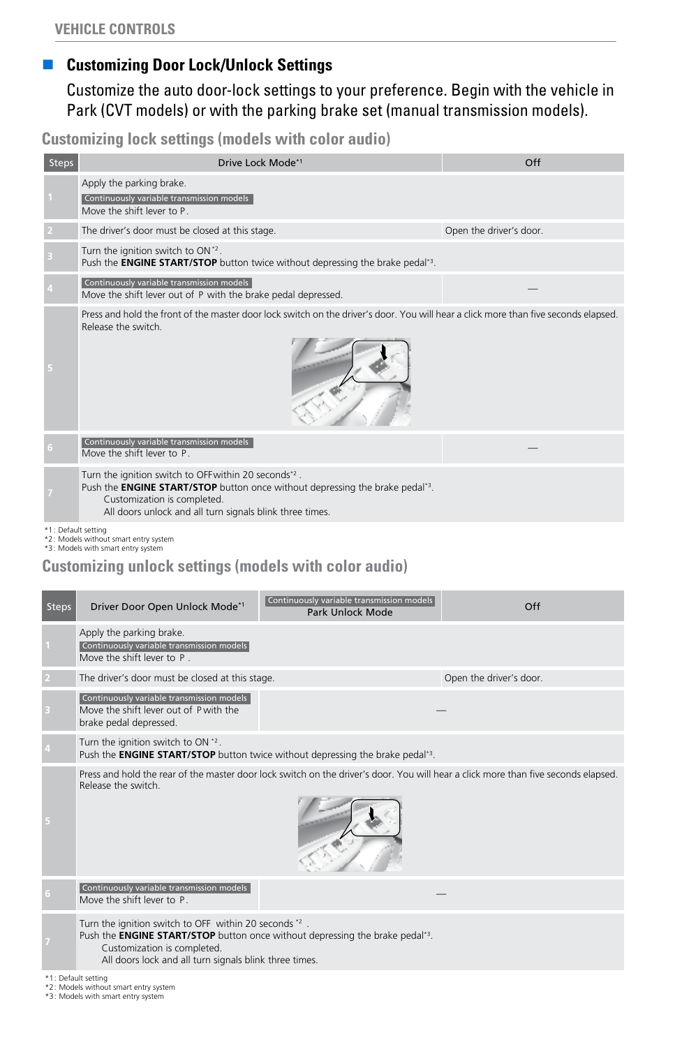## Customizing Door Lock/Unlock Settings

Customize the auto door-lock settings to your preference. Begin with the vehicle in Park (CVT models) or with the parking brake set (manual transmission models).

### Customizing lock settings (models with color audio)

| Steps | Drive Lock Mode*1 | Off |
|---|---|---|
| 1 | Apply the parking brake.<br>Continuously variable transmission models<br>Move the shift lever to P. | |
| 2 | The driver's door must be closed at this stage. | Open the driver's door. |
| 3 | Turn the ignition switch to ON*2.<br>Push the **ENGINE START/STOP** button twice without depressing the brake pedal*3. | |
| 4 | Continuously variable transmission models<br>Move the shift lever out of P with the brake pedal depressed. | — |
| 5 | Press and hold the front of the master door lock switch on the driver's door. You will hear a click more than five seconds elapsed. Release the switch. | |
| 6 | Continuously variable transmission models<br>Move the shift lever to P. | — |
| 7 | Turn the ignition switch to OFF within 20 seconds*2.<br>Push the **ENGINE START/STOP** button once without depressing the brake pedal*3.<br>Customization is completed.<br>All doors unlock and all turn signals blink three times. | |

*1: Default setting
*2: Models without smart entry system
*3: Models with smart entry system

### Customizing unlock settings (models with color audio)

| Steps | Driver Door Open Unlock Mode*1 | Continuously variable transmission models<br>Park Unlock Mode | Off |
|---|---|---|---|
| 1 | Apply the parking brake.<br>Continuously variable transmission models<br>Move the shift lever to P. | | |
| 2 | The driver's door must be closed at this stage. | | Open the driver's door. |
| 3 | Continuously variable transmission models<br>Move the shift lever out of P with the brake pedal depressed. | — | |
| 4 | Turn the ignition switch to ON*2.<br>Push the **ENGINE START/STOP** button twice without depressing the brake pedal*3. | | |
| 5 | Press and hold the rear of the master door lock switch on the driver's door. You will hear a click more than five seconds elapsed. Release the switch. | | |
| 6 | Continuously variable transmission models<br>Move the shift lever to P. | — | |
| 7 | Turn the ignition switch to OFF within 20 seconds*2.<br>Push the **ENGINE START/STOP** button once without depressing the brake pedal*3.<br>Customization is completed.<br>All doors lock and all turn signals blink three times. | | |

*1: Default setting
*2: Models without smart entry system
*3: Models with smart entry system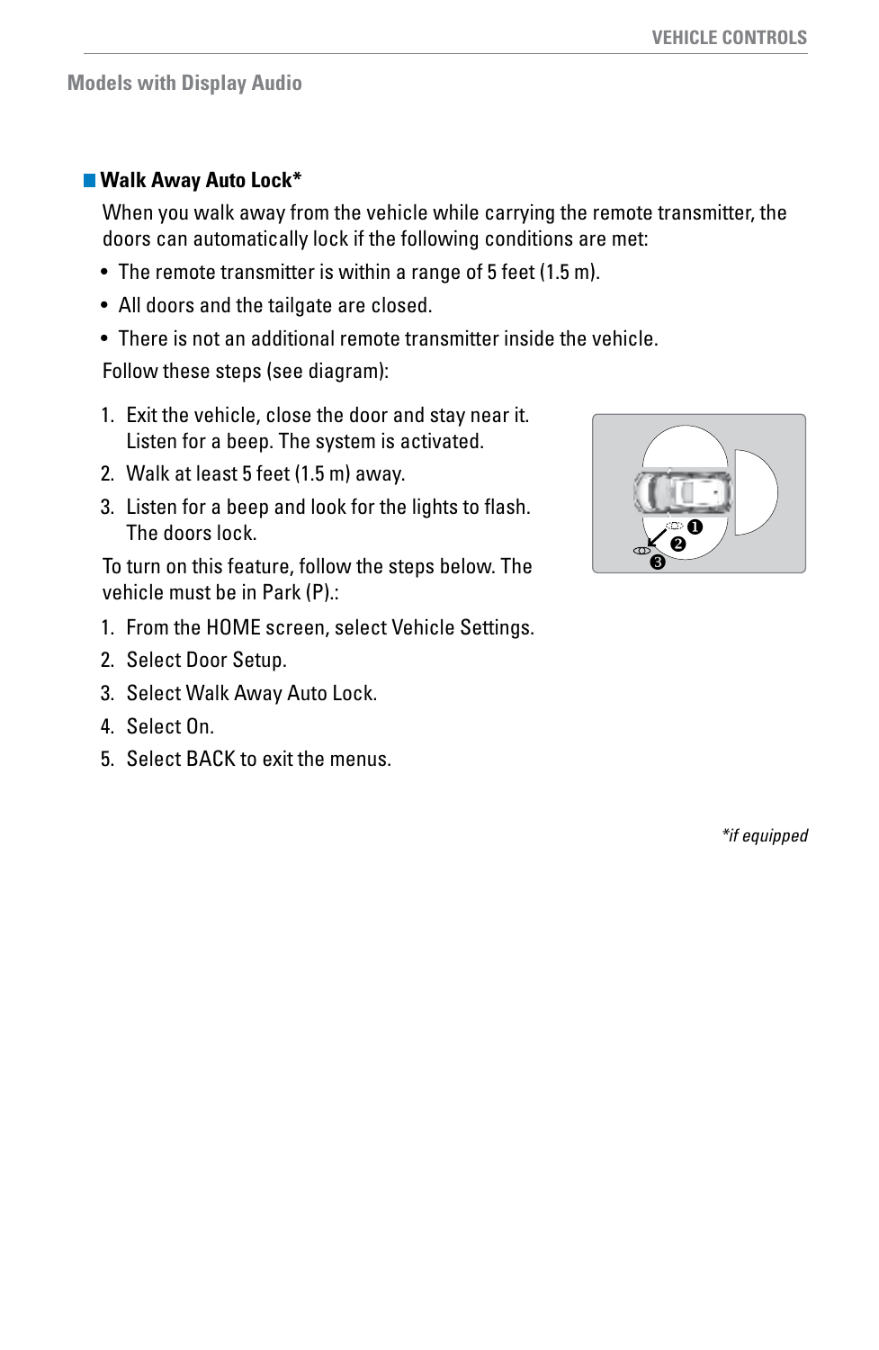## Models with Display Audio

### Walk Away Auto Lock*

When you walk away from the vehicle while carrying the remote transmitter, the doors can automatically lock if the following conditions are met:

- The remote transmitter is within a range of 5 feet (1.5 m).
- All doors and the tailgate are closed.
- There is not an additional remote transmitter inside the vehicle.

Follow these steps (see diagram):

1. Exit the vehicle, close the door and stay near it. Listen for a beep. The system is activated.
2. Walk at least 5 feet (1.5 m) away.
3. Listen for a beep and look for the lights to flash. The doors lock.

To turn on this feature, follow the steps below. The vehicle must be in Park (P).:

1. From the HOME screen, select Vehicle Settings.
2. Select Door Setup.
3. Select Walk Away Auto Lock.
4. Select On.
5. Select BACK to exit the menus.

*if equipped*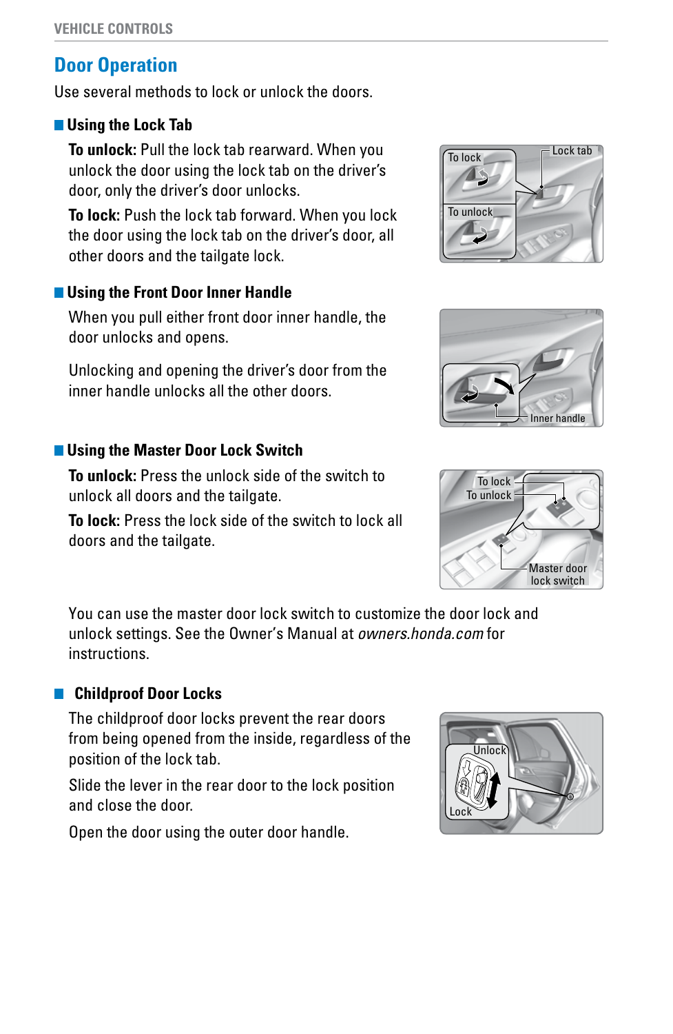# Door Operation

Use several methods to lock or unlock the doors.

## Using the Lock Tab

**To unlock:** Pull the lock tab rearward. When you unlock the door using the lock tab on the driver's door, only the driver's door unlocks.

**To lock:** Push the lock tab forward. When you lock the door using the lock tab on the driver's door, all other doors and the tailgate lock.

## Using the Front Door Inner Handle

When you pull either front door inner handle, the door unlocks and opens.

Unlocking and opening the driver's door from the inner handle unlocks all the other doors.

## Using the Master Door Lock Switch

**To unlock:** Press the unlock side of the switch to unlock all doors and the tailgate.

**To lock:** Press the lock side of the switch to lock all doors and the tailgate.

You can use the master door lock switch to customize the door lock and unlock settings. See the Owner's Manual at *owners.honda.com* for instructions.

## Childproof Door Locks

The childproof door locks prevent the rear doors from being opened from the inside, regardless of the position of the lock tab.

Slide the lever in the rear door to the lock position and close the door.

Open the door using the outer door handle.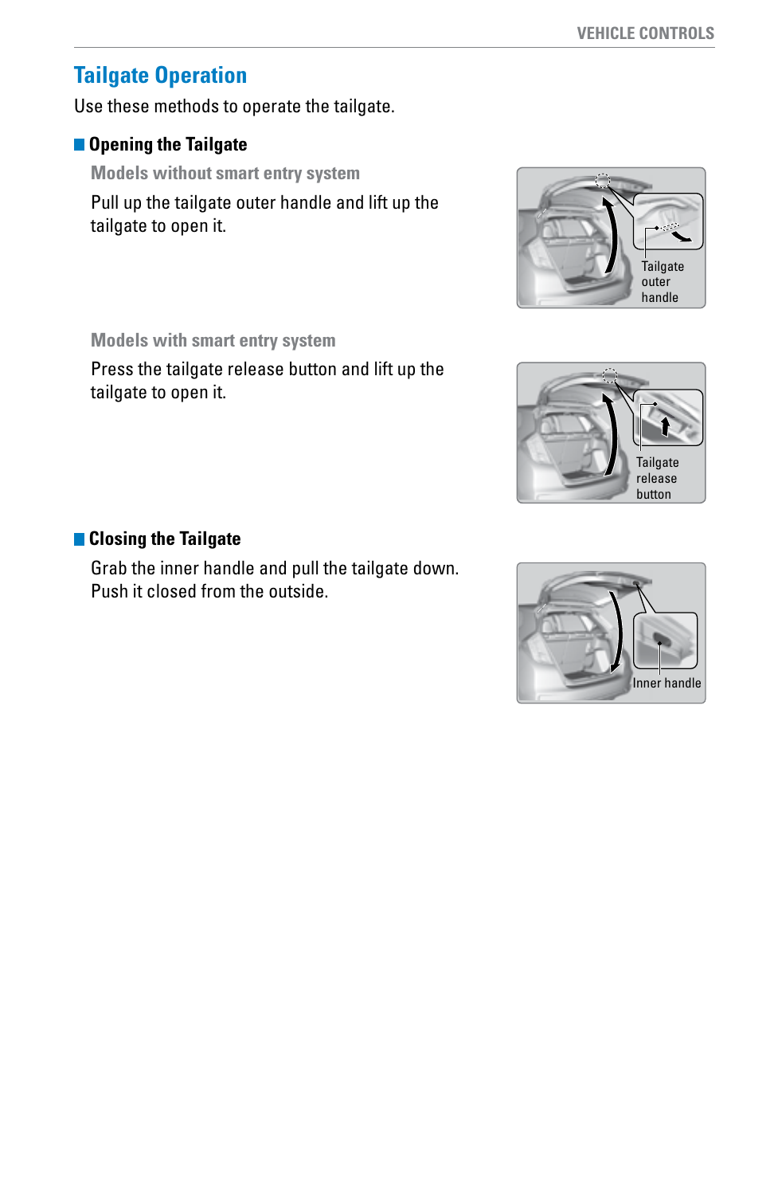# Tailgate Operation

Use these methods to operate the tailgate.

## Opening the Tailgate

### Models without smart entry system

Pull up the tailgate outer handle and lift up the tailgate to open it.

Tailgate outer handle

### Models with smart entry system

Press the tailgate release button and lift up the tailgate to open it.

Tailgate release button

## Closing the Tailgate

Grab the inner handle and pull the tailgate down. Push it closed from the outside.

Inner handle